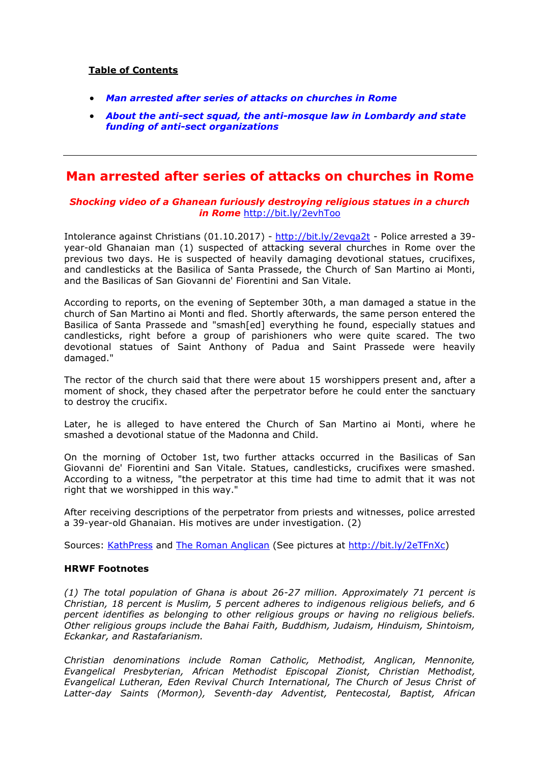**Table of Contents**

- ***Man arrested after series of attacks on churches in Rome***
- ***About the anti-sect squad, the anti-mosque law in Lombardy and state funding of anti-sect organizations***

---

# Man arrested after series of attacks on churches in Rome

***Shocking video of a Ghanean furiously destroying religious statues in a church in Rome*** http://bit.ly/2evhToo

Intolerance against Christians (01.10.2017) - http://bit.ly/2evqa2t - Police arrested a 39-year-old Ghanaian man (1) suspected of attacking several churches in Rome over the previous two days. He is suspected of heavily damaging devotional statues, crucifixes, and candlesticks at the Basilica of Santa Prassede, the Church of San Martino ai Monti, and the Basilicas of San Giovanni de' Fiorentini and San Vitale.

According to reports, on the evening of September 30th, a man damaged a statue in the church of San Martino ai Monti and fled. Shortly afterwards, the same person entered the Basilica of Santa Prassede and "smash[ed] everything he found, especially statues and candlesticks, right before a group of parishioners who were quite scared. The two devotional statues of Saint Anthony of Padua and Saint Prassede were heavily damaged."

The rector of the church said that there were about 15 worshippers present and, after a moment of shock, they chased after the perpetrator before he could enter the sanctuary to destroy the crucifix.

Later, he is alleged to have entered the Church of San Martino ai Monti, where he smashed a devotional statue of the Madonna and Child.

On the morning of October 1st, two further attacks occurred in the Basilicas of San Giovanni de' Fiorentini and San Vitale. Statues, candlesticks, crucifixes were smashed. According to a witness, "the perpetrator at this time had time to admit that it was not right that we worshipped in this way."

After receiving descriptions of the perpetrator from priests and witnesses, police arrested a 39-year-old Ghanaian. His motives are under investigation. (2)

Sources: KathPress and The Roman Anglican (See pictures at http://bit.ly/2eTFnXc)

**HRWF Footnotes**

*(1) The total population of Ghana is about 26-27 million. Approximately 71 percent is Christian, 18 percent is Muslim, 5 percent adheres to indigenous religious beliefs, and 6 percent identifies as belonging to other religious groups or having no religious beliefs. Other religious groups include the Bahai Faith, Buddhism, Judaism, Hinduism, Shintoism, Eckankar, and Rastafarianism.*

*Christian denominations include Roman Catholic, Methodist, Anglican, Mennonite, Evangelical Presbyterian, African Methodist Episcopal Zionist, Christian Methodist, Evangelical Lutheran, Eden Revival Church International, The Church of Jesus Christ of Latter-day Saints (Mormon), Seventh-day Adventist, Pentecostal, Baptist, African*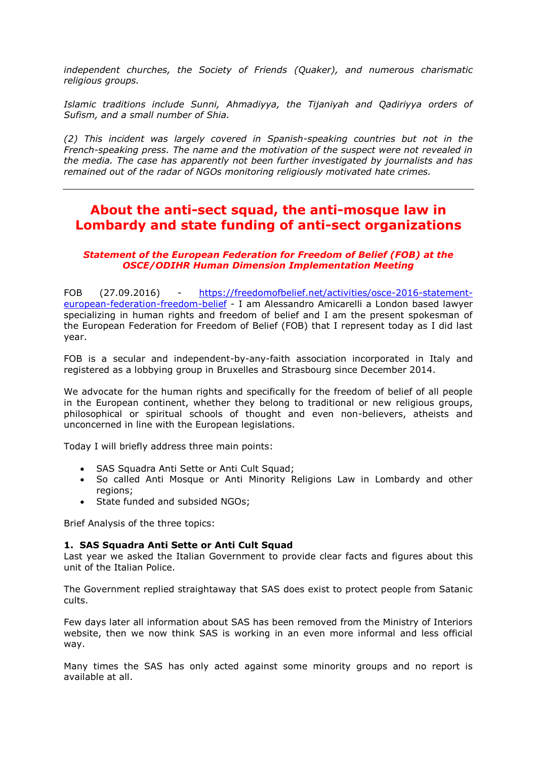*independent churches, the Society of Friends (Quaker), and numerous charismatic religious groups.*

*Islamic traditions include Sunni, Ahmadiyya, the Tijaniyah and Qadiriyya orders of Sufism, and a small number of Shia.*

*(2) This incident was largely covered in Spanish-speaking countries but not in the French-speaking press. The name and the motivation of the suspect were not revealed in the media. The case has apparently not been further investigated by journalists and has remained out of the radar of NGOs monitoring religiously motivated hate crimes.*

---

## About the anti-sect squad, the anti-mosque law in Lombardy and state funding of anti-sect organizations

***Statement of the European Federation for Freedom of Belief (FOB) at the OSCE/ODIHR Human Dimension Implementation Meeting***

FOB (27.09.2016) - https://freedomofbelief.net/activities/osce-2016-statement-european-federation-freedom-belief - I am Alessandro Amicarelli a London based lawyer specializing in human rights and freedom of belief and I am the present spokesman of the European Federation for Freedom of Belief (FOB) that I represent today as I did last year.

FOB is a secular and independent-by-any-faith association incorporated in Italy and registered as a lobbying group in Bruxelles and Strasbourg since December 2014.

We advocate for the human rights and specifically for the freedom of belief of all people in the European continent, whether they belong to traditional or new religious groups, philosophical or spiritual schools of thought and even non-believers, atheists and unconcerned in line with the European legislations.

Today I will briefly address three main points:

- SAS Squadra Anti Sette or Anti Cult Squad;
- So called Anti Mosque or Anti Minority Religions Law in Lombardy and other regions;
- State funded and subsided NGOs;

Brief Analysis of the three topics:

**1. SAS Squadra Anti Sette or Anti Cult Squad**

Last year we asked the Italian Government to provide clear facts and figures about this unit of the Italian Police.

The Government replied straightaway that SAS does exist to protect people from Satanic cults.

Few days later all information about SAS has been removed from the Ministry of Interiors website, then we now think SAS is working in an even more informal and less official way.

Many times the SAS has only acted against some minority groups and no report is available at all.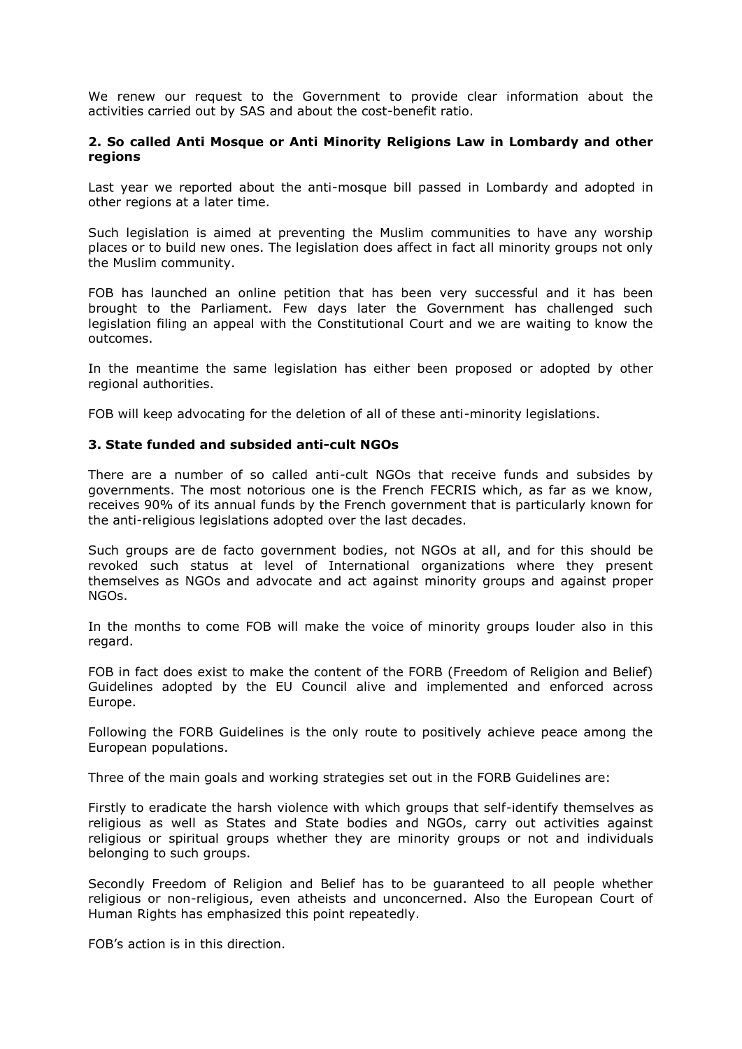We renew our request to the Government to provide clear information about the activities carried out by SAS and about the cost-benefit ratio.

### 2. So called Anti Mosque or Anti Minority Religions Law in Lombardy and other regions

Last year we reported about the anti-mosque bill passed in Lombardy and adopted in other regions at a later time.

Such legislation is aimed at preventing the Muslim communities to have any worship places or to build new ones. The legislation does affect in fact all minority groups not only the Muslim community.

FOB has launched an online petition that has been very successful and it has been brought to the Parliament. Few days later the Government has challenged such legislation filing an appeal with the Constitutional Court and we are waiting to know the outcomes.

In the meantime the same legislation has either been proposed or adopted by other regional authorities.

FOB will keep advocating for the deletion of all of these anti-minority legislations.

### 3. State funded and subsided anti-cult NGOs

There are a number of so called anti-cult NGOs that receive funds and subsides by governments. The most notorious one is the French FECRIS which, as far as we know, receives 90% of its annual funds by the French government that is particularly known for the anti-religious legislations adopted over the last decades.

Such groups are de facto government bodies, not NGOs at all, and for this should be revoked such status at level of International organizations where they present themselves as NGOs and advocate and act against minority groups and against proper NGOs.

In the months to come FOB will make the voice of minority groups louder also in this regard.

FOB in fact does exist to make the content of the FORB (Freedom of Religion and Belief) Guidelines adopted by the EU Council alive and implemented and enforced across Europe.

Following the FORB Guidelines is the only route to positively achieve peace among the European populations.

Three of the main goals and working strategies set out in the FORB Guidelines are:

Firstly to eradicate the harsh violence with which groups that self-identify themselves as religious as well as States and State bodies and NGOs, carry out activities against religious or spiritual groups whether they are minority groups or not and individuals belonging to such groups.

Secondly Freedom of Religion and Belief has to be guaranteed to all people whether religious or non-religious, even atheists and unconcerned. Also the European Court of Human Rights has emphasized this point repeatedly.

FOB's action is in this direction.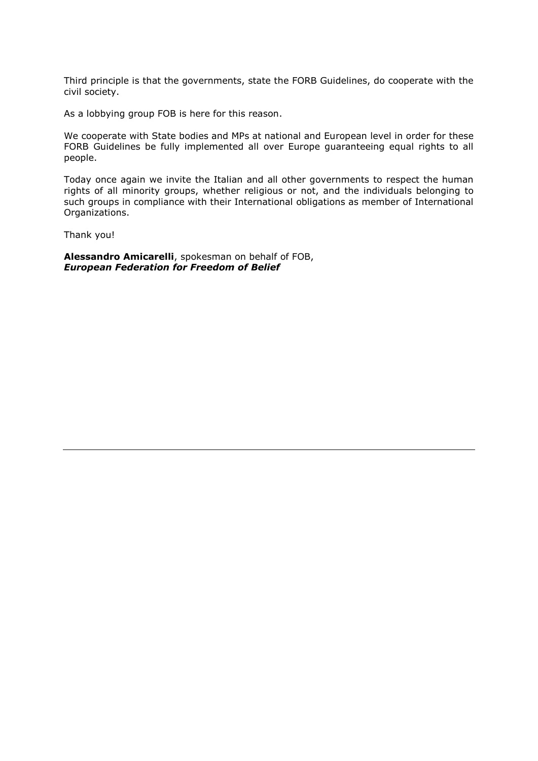Third principle is that the governments, state the FORB Guidelines, do cooperate with the civil society.

As a lobbying group FOB is here for this reason.

We cooperate with State bodies and MPs at national and European level in order for these FORB Guidelines be fully implemented all over Europe guaranteeing equal rights to all people.

Today once again we invite the Italian and all other governments to respect the human rights of all minority groups, whether religious or not, and the individuals belonging to such groups in compliance with their International obligations as member of International Organizations.

Thank you!

**Alessandro Amicarelli**, spokesman on behalf of FOB,
***European Federation for Freedom of Belief***